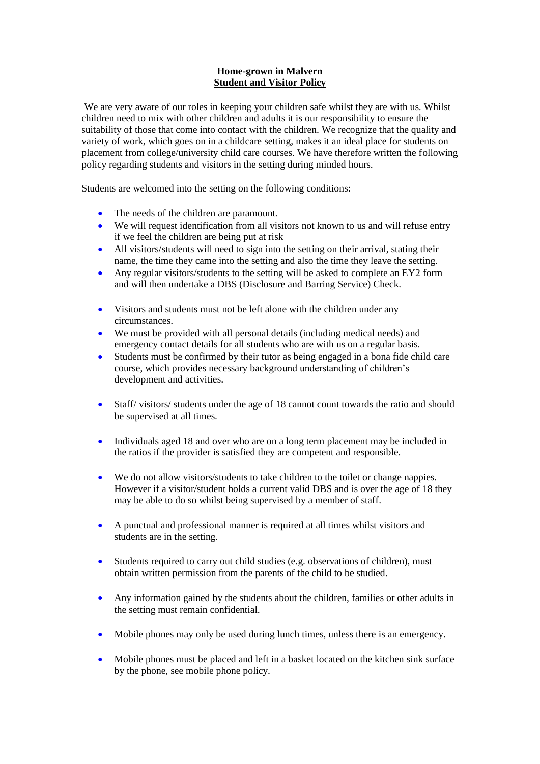# Home-grown in Malvern
## Student and Visitor Policy

We are very aware of our roles in keeping your children safe whilst they are with us. Whilst children need to mix with other children and adults it is our responsibility to ensure the suitability of those that come into contact with the children. We recognize that the quality and variety of work, which goes on in a childcare setting, makes it an ideal place for students on placement from college/university child care courses. We have therefore written the following policy regarding students and visitors in the setting during minded hours.

Students are welcomed into the setting on the following conditions:

- The needs of the children are paramount.
- We will request identification from all visitors not known to us and will refuse entry if we feel the children are being put at risk
- All visitors/students will need to sign into the setting on their arrival, stating their name, the time they came into the setting and also the time they leave the setting.
- Any regular visitors/students to the setting will be asked to complete an EY2 form and will then undertake a DBS (Disclosure and Barring Service) Check.
- Visitors and students must not be left alone with the children under any circumstances.
- We must be provided with all personal details (including medical needs) and emergency contact details for all students who are with us on a regular basis.
- Students must be confirmed by their tutor as being engaged in a bona fide child care course, which provides necessary background understanding of children's development and activities.
- Staff/ visitors/ students under the age of 18 cannot count towards the ratio and should be supervised at all times.
- Individuals aged 18 and over who are on a long term placement may be included in the ratios if the provider is satisfied they are competent and responsible.
- We do not allow visitors/students to take children to the toilet or change nappies. However if a visitor/student holds a current valid DBS and is over the age of 18 they may be able to do so whilst being supervised by a member of staff.
- A punctual and professional manner is required at all times whilst visitors and students are in the setting.
- Students required to carry out child studies (e.g. observations of children), must obtain written permission from the parents of the child to be studied.
- Any information gained by the students about the children, families or other adults in the setting must remain confidential.
- Mobile phones may only be used during lunch times, unless there is an emergency.
- Mobile phones must be placed and left in a basket located on the kitchen sink surface by the phone, see mobile phone policy.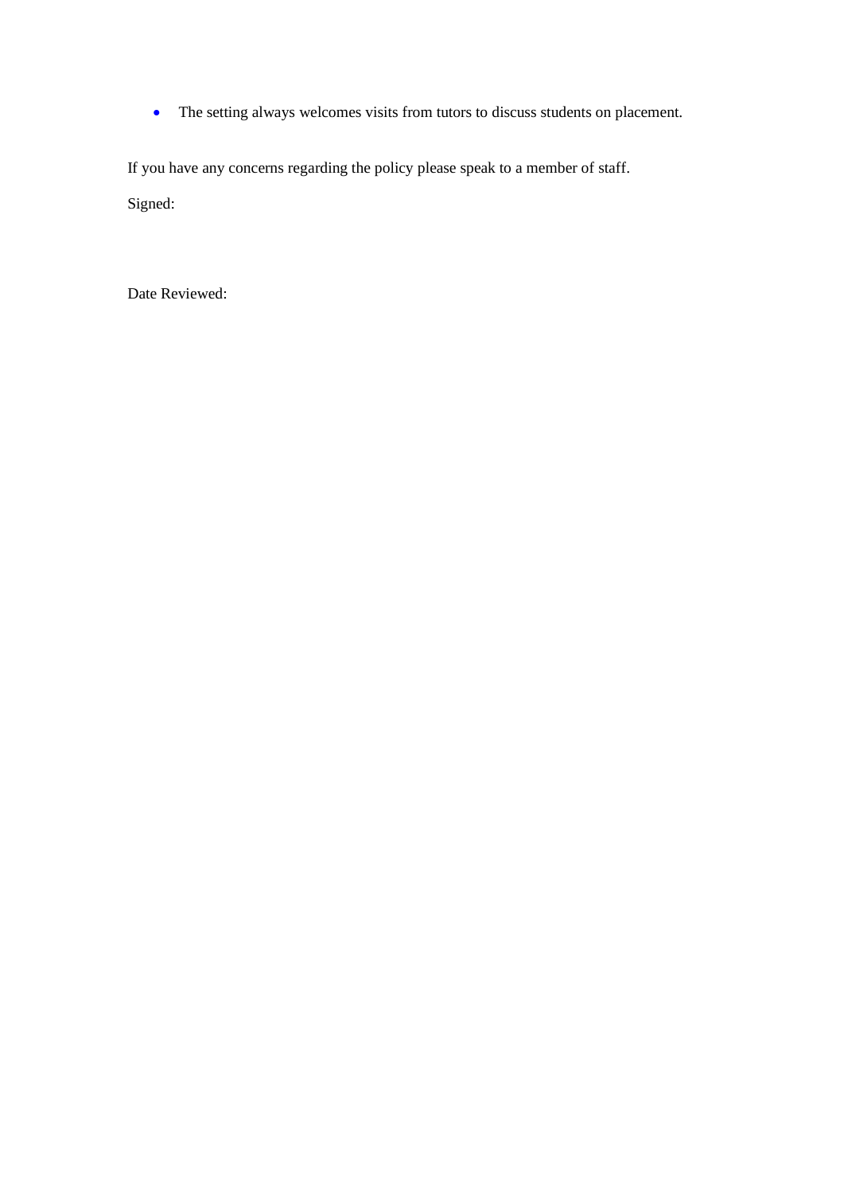- The setting always welcomes visits from tutors to discuss students on placement.

If you have any concerns regarding the policy please speak to a member of staff.

Signed:

Date Reviewed: